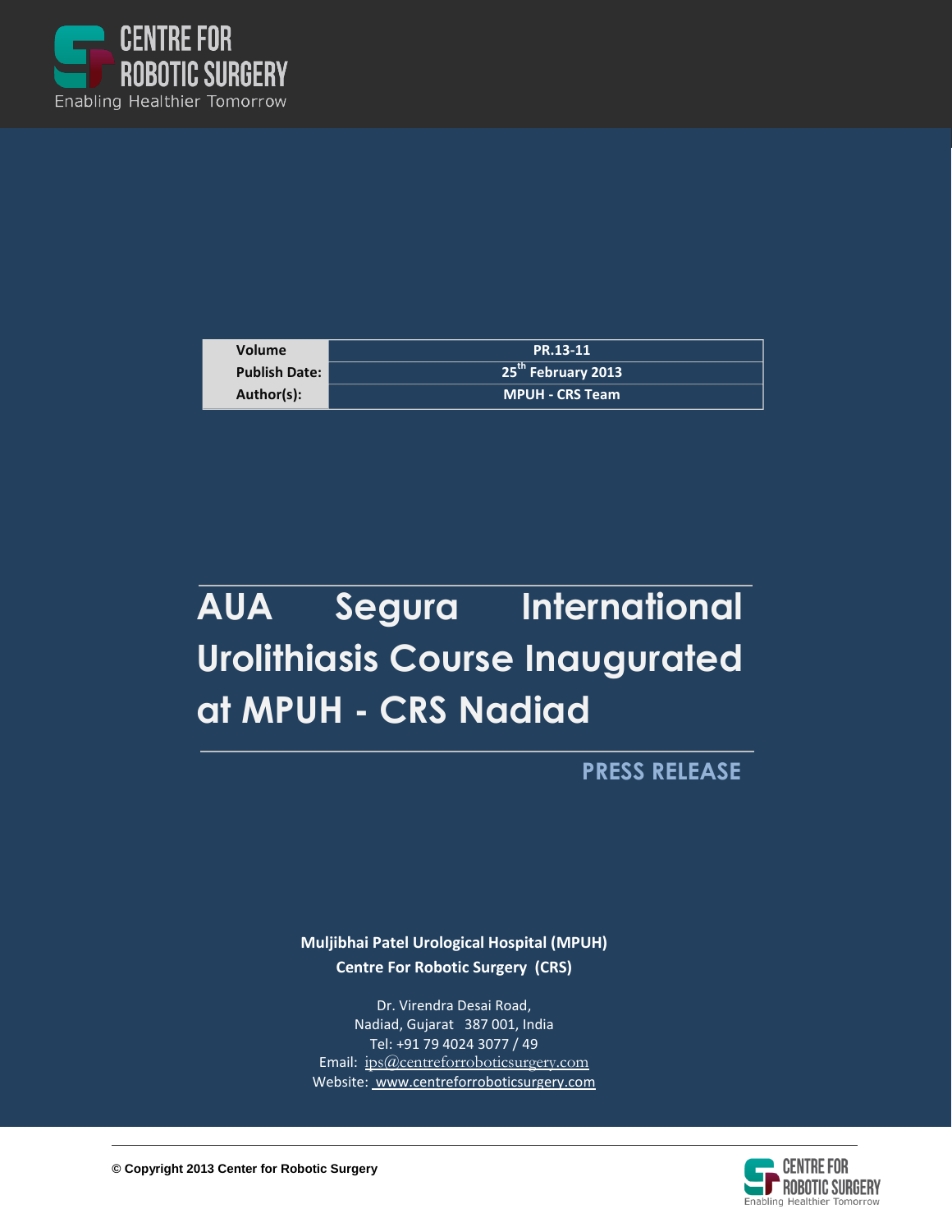CENTRE FOR ROBOTIC SURGERY
Enabling Healthier Tomorrow

| Volume | PR.13-11 |
| --- | --- |
| Publish Date: | 25th February 2013 |
| Author(s): | MPUH - CRS Team |

# AUA Segura International Urolithiasis Course Inaugurated at MPUH - CRS Nadiad

**PRESS RELEASE**

**Muljibhai Patel Urological Hospital (MPUH)**
**Centre For Robotic Surgery (CRS)**

Dr. Virendra Desai Road,
Nadiad, Gujarat 387 001, India
Tel: +91 79 4024 3077 / 49
Email: ips@centreforroboticsurgery.com
Website: www.centreforroboticsurgery.com

© Copyright 2013 Center for Robotic Surgery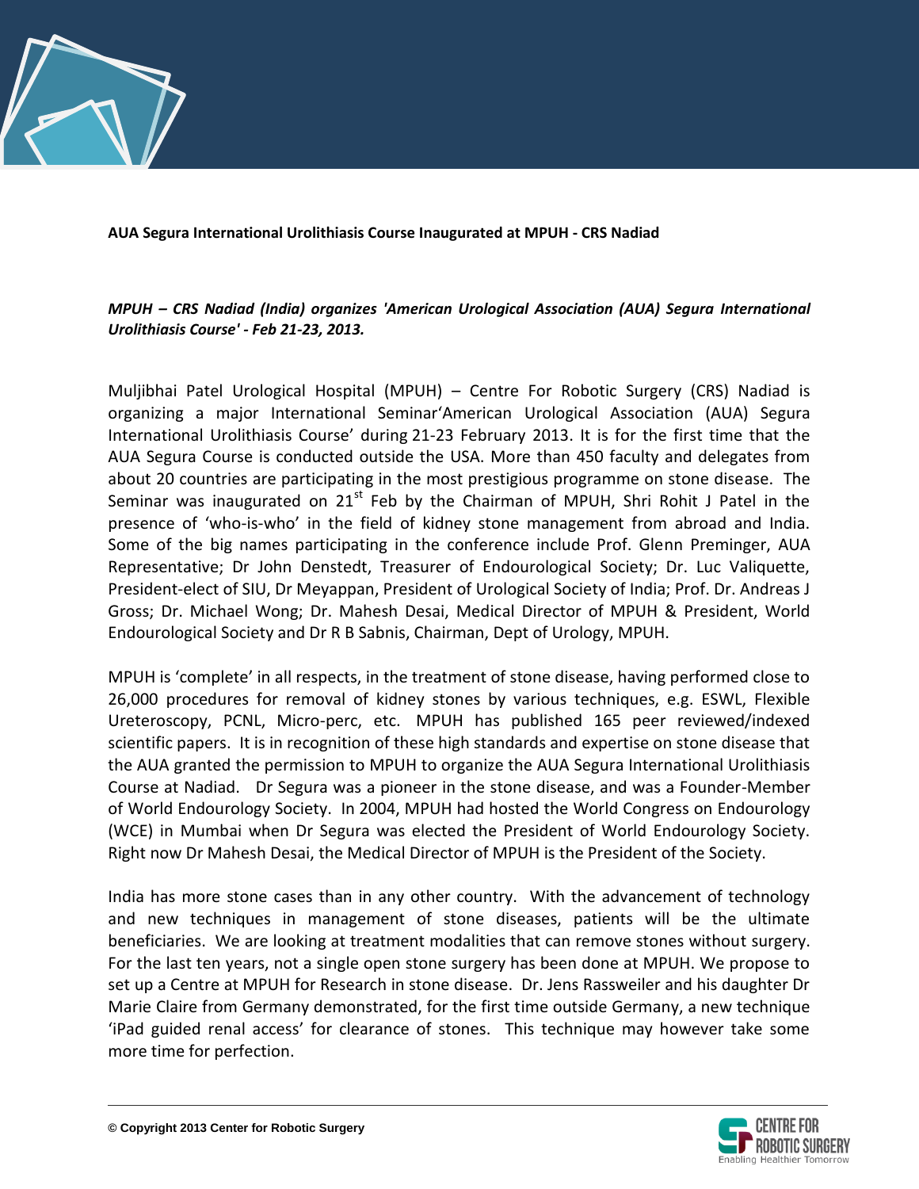**AUA Segura International Urolithiasis Course Inaugurated at MPUH - CRS Nadiad**

***MPUH – CRS Nadiad (India) organizes 'American Urological Association (AUA) Segura International Urolithiasis Course' - Feb 21-23, 2013.***

Muljibhai Patel Urological Hospital (MPUH) – Centre For Robotic Surgery (CRS) Nadiad is organizing a major International Seminar'American Urological Association (AUA) Segura International Urolithiasis Course' during 21-23 February 2013. It is for the first time that the AUA Segura Course is conducted outside the USA. More than 450 faculty and delegates from about 20 countries are participating in the most prestigious programme on stone disease. The Seminar was inaugurated on 21st Feb by the Chairman of MPUH, Shri Rohit J Patel in the presence of 'who-is-who' in the field of kidney stone management from abroad and India. Some of the big names participating in the conference include Prof. Glenn Preminger, AUA Representative; Dr John Denstedt, Treasurer of Endourological Society; Dr. Luc Valiquette, President-elect of SIU, Dr Meyappan, President of Urological Society of India; Prof. Dr. Andreas J Gross; Dr. Michael Wong; Dr. Mahesh Desai, Medical Director of MPUH & President, World Endourological Society and Dr R B Sabnis, Chairman, Dept of Urology, MPUH.

MPUH is 'complete' in all respects, in the treatment of stone disease, having performed close to 26,000 procedures for removal of kidney stones by various techniques, e.g. ESWL, Flexible Ureteroscopy, PCNL, Micro-perc, etc. MPUH has published 165 peer reviewed/indexed scientific papers. It is in recognition of these high standards and expertise on stone disease that the AUA granted the permission to MPUH to organize the AUA Segura International Urolithiasis Course at Nadiad. Dr Segura was a pioneer in the stone disease, and was a Founder-Member of World Endourology Society. In 2004, MPUH had hosted the World Congress on Endourology (WCE) in Mumbai when Dr Segura was elected the President of World Endourology Society. Right now Dr Mahesh Desai, the Medical Director of MPUH is the President of the Society.

India has more stone cases than in any other country. With the advancement of technology and new techniques in management of stone diseases, patients will be the ultimate beneficiaries. We are looking at treatment modalities that can remove stones without surgery. For the last ten years, not a single open stone surgery has been done at MPUH. We propose to set up a Centre at MPUH for Research in stone disease. Dr. Jens Rassweiler and his daughter Dr Marie Claire from Germany demonstrated, for the first time outside Germany, a new technique 'iPad guided renal access' for clearance of stones. This technique may however take some more time for perfection.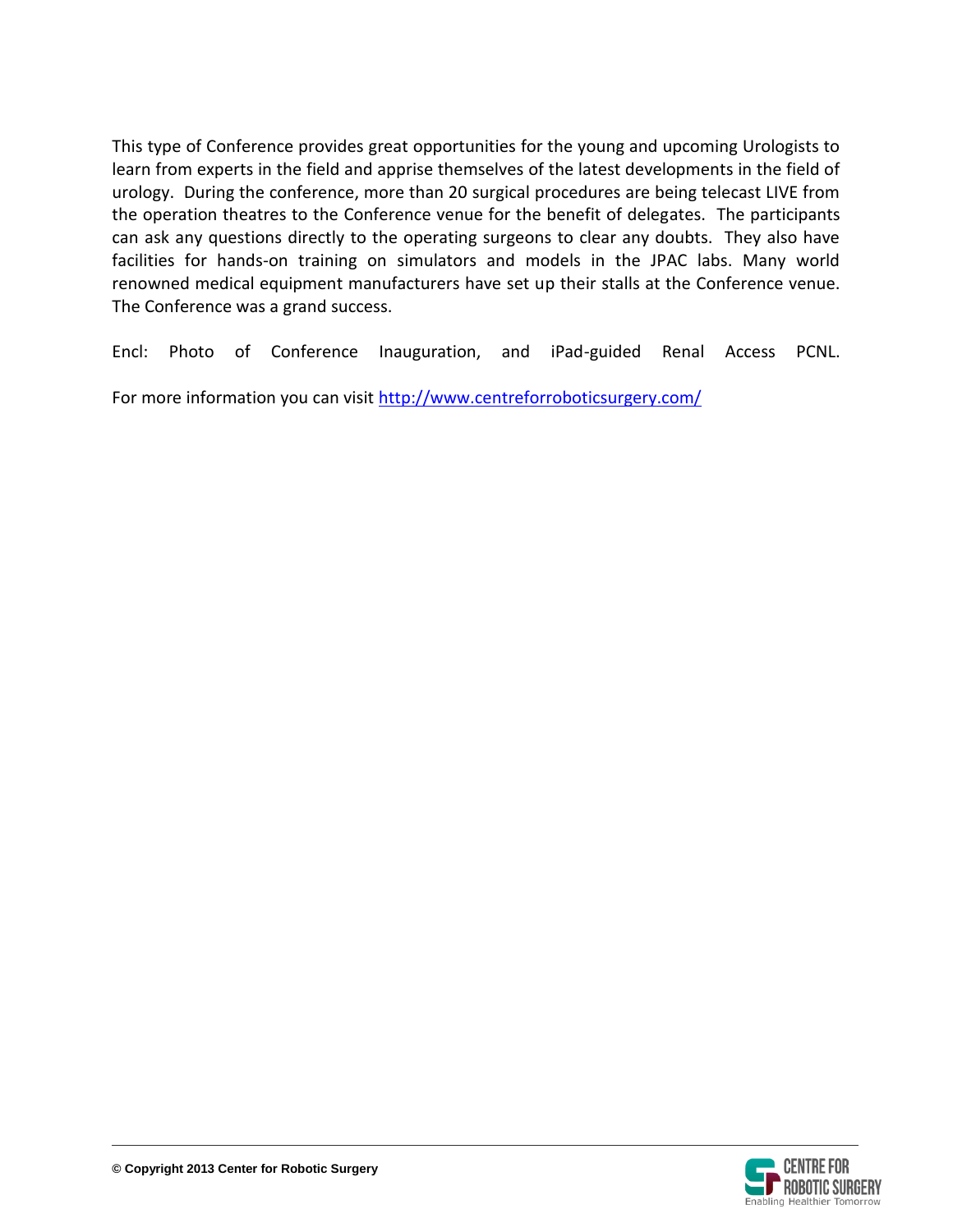This type of Conference provides great opportunities for the young and upcoming Urologists to learn from experts in the field and apprise themselves of the latest developments in the field of urology. During the conference, more than 20 surgical procedures are being telecast LIVE from the operation theatres to the Conference venue for the benefit of delegates. The participants can ask any questions directly to the operating surgeons to clear any doubts. They also have facilities for hands-on training on simulators and models in the JPAC labs. Many world renowned medical equipment manufacturers have set up their stalls at the Conference venue. The Conference was a grand success.

Encl: Photo of Conference Inauguration, and iPad-guided Renal Access PCNL.

For more information you can visit [http://www.centreforroboticsurgery.com/](http://www.centreforroboticsurgery.com/)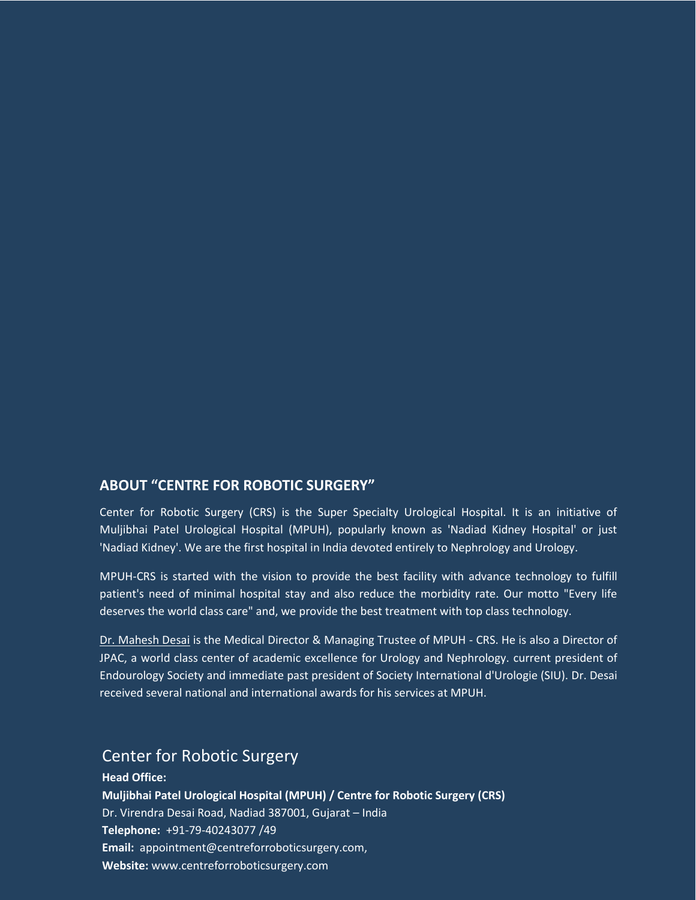## ABOUT “CENTRE FOR ROBOTIC SURGERY”

Center for Robotic Surgery (CRS) is the Super Specialty Urological Hospital. It is an initiative of Muljibhai Patel Urological Hospital (MPUH), popularly known as 'Nadiad Kidney Hospital' or just 'Nadiad Kidney'. We are the first hospital in India devoted entirely to Nephrology and Urology.

MPUH-CRS is started with the vision to provide the best facility with advance technology to fulfill patient's need of minimal hospital stay and also reduce the morbidity rate. Our motto "Every life deserves the world class care" and, we provide the best treatment with top class technology.

Dr. Mahesh Desai is the Medical Director & Managing Trustee of MPUH - CRS. He is also a Director of JPAC, a world class center of academic excellence for Urology and Nephrology. current president of Endourology Society and immediate past president of Society International d'Urologie (SIU). Dr. Desai received several national and international awards for his services at MPUH.

## Center for Robotic Surgery

**Head Office:**
**Muljibhai Patel Urological Hospital (MPUH) / Centre for Robotic Surgery (CRS)**
Dr. Virendra Desai Road, Nadiad 387001, Gujarat – India
**Telephone:** +91-79-40243077 /49
**Email:** appointment@centreforroboticsurgery.com,
**Website:** www.centreforroboticsurgery.com